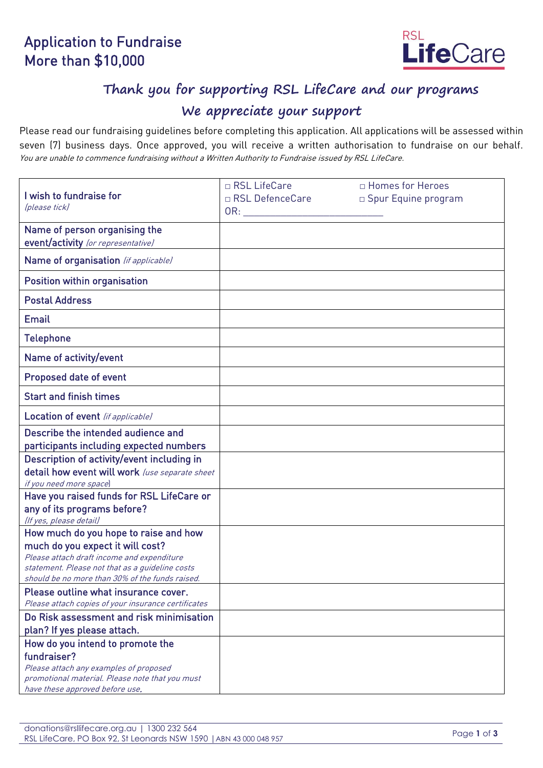# Application to Fundraise More than $10,000

RSL LifeCare

## Thank you for supporting RSL LifeCare and our programs

## We appreciate your support

Please read our fundraising guidelines before completing this application. All applications will be assessed within seven (7) business days. Once approved, you will receive a written authorisation to fundraise on our behalf. *You are unable to commence fundraising without a Written Authority to Fundraise issued by RSL LifeCare.*

| | |
|---|---|
| **I wish to fundraise for** *(please tick)* | □ RSL LifeCare □ Homes for Heroes □ RSL DefenceCare □ Spur Equine program OR: ___________________________ |
| **Name of person organising the event/activity** *(or representative)* | |
| **Name of organisation** *(if applicable)* | |
| **Position within organisation** | |
| **Postal Address** | |
| **Email** | |
| **Telephone** | |
| **Name of activity/event** | |
| **Proposed date of event** | |
| **Start and finish times** | |
| **Location of event** *(if applicable)* | |
| **Describe the intended audience and participants including expected numbers** | |
| **Description of activity/event including in detail how event will work** *(use separate sheet if you need more space)* | |
| **Have you raised funds for RSL LifeCare or any of its programs before?** *(If yes, please detail)* | |
| **How much do you hope to raise and how much do you expect it will cost?** *Please attach draft income and expenditure statement. Please not that as a guideline costs should be no more than 30% of the funds raised.* | |
| **Please outline what insurance cover.** *Please attach copies of your insurance certificates* | |
| **Do Risk assessment and risk minimisation plan? If yes please attach.** | |
| **How do you intend to promote the fundraiser?** *Please attach any examples of proposed promotional material. Please note that you must have these approved before use.* | |

donations@rsllifecare.org.au | 1300 232 564
RSL LifeCare, PO Box 92, St Leonards NSW 1590 | ABN 43 000 048 957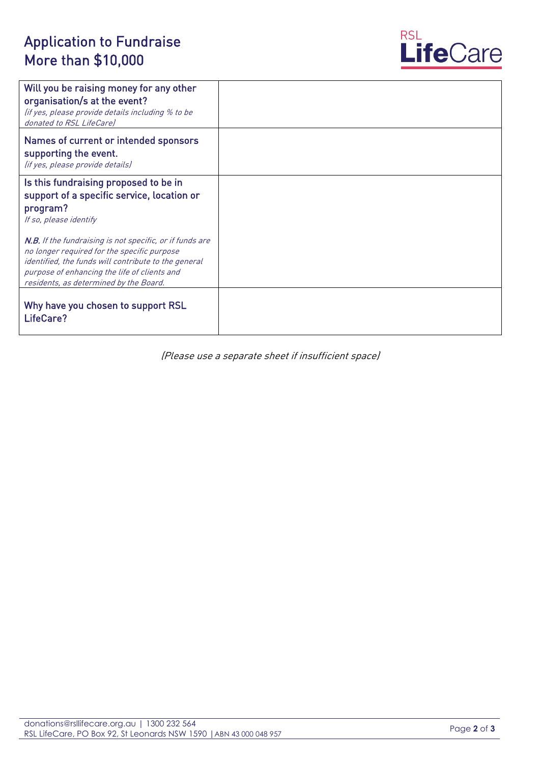# Application to Fundraise More than $10,000

| | |
|---|---|
| **Will you be raising money for any other organisation/s at the event?** *(if yes, please provide details including % to be donated to RSL LifeCare)* | |
| **Names of current or intended sponsors supporting the event.** *(if yes, please provide details)* | |
| **Is this fundraising proposed to be in support of a specific service, location or program?** *If so, please identify* <br><br> ***N.B.*** *If the fundraising is not specific, or if funds are no longer required for the specific purpose identified, the funds will contribute to the general purpose of enhancing the life of clients and residents, as determined by the Board.* | |
| **Why have you chosen to support RSL LifeCare?** | |

*(Please use a separate sheet if insufficient space)*

donations@rsllifecare.org.au | 1300 232 564
RSL LifeCare, PO Box 92, St Leonards NSW 1590 | ABN 43 000 048 957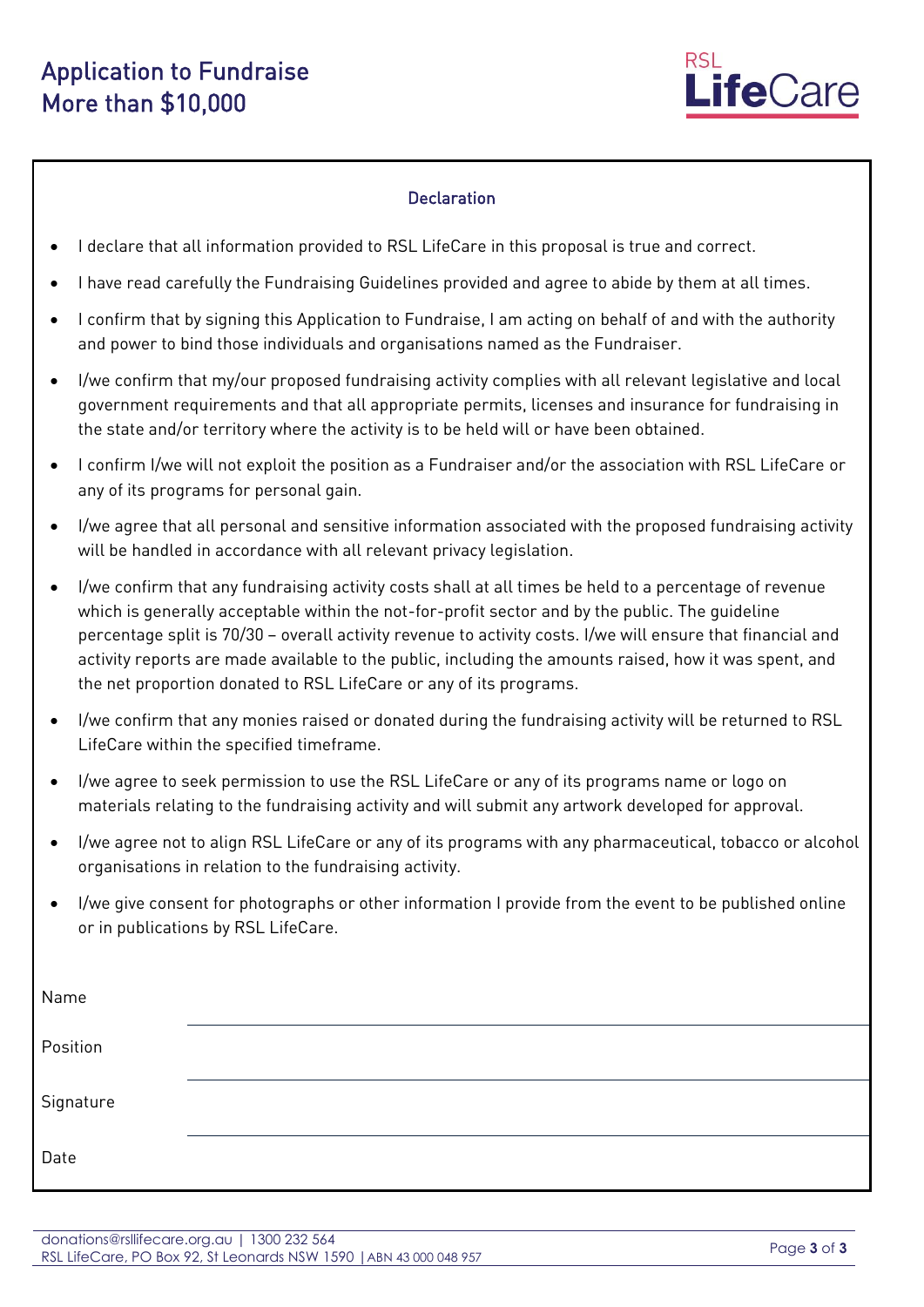# Application to Fundraise More than $10,000

## Declaration

- I declare that all information provided to RSL LifeCare in this proposal is true and correct.
- I have read carefully the Fundraising Guidelines provided and agree to abide by them at all times.
- I confirm that by signing this Application to Fundraise, I am acting on behalf of and with the authority and power to bind those individuals and organisations named as the Fundraiser.
- I/we confirm that my/our proposed fundraising activity complies with all relevant legislative and local government requirements and that all appropriate permits, licenses and insurance for fundraising in the state and/or territory where the activity is to be held will or have been obtained.
- I confirm I/we will not exploit the position as a Fundraiser and/or the association with RSL LifeCare or any of its programs for personal gain.
- I/we agree that all personal and sensitive information associated with the proposed fundraising activity will be handled in accordance with all relevant privacy legislation.
- I/we confirm that any fundraising activity costs shall at all times be held to a percentage of revenue which is generally acceptable within the not-for-profit sector and by the public. The guideline percentage split is 70/30 – overall activity revenue to activity costs. I/we will ensure that financial and activity reports are made available to the public, including the amounts raised, how it was spent, and the net proportion donated to RSL LifeCare or any of its programs.
- I/we confirm that any monies raised or donated during the fundraising activity will be returned to RSL LifeCare within the specified timeframe.
- I/we agree to seek permission to use the RSL LifeCare or any of its programs name or logo on materials relating to the fundraising activity and will submit any artwork developed for approval.
- I/we agree not to align RSL LifeCare or any of its programs with any pharmaceutical, tobacco or alcohol organisations in relation to the fundraising activity.
- I/we give consent for photographs or other information I provide from the event to be published online or in publications by RSL LifeCare.

Name ______________________________

Position ______________________________

Signature ______________________________

Date ______________________________

donations@rsllifecare.org.au | 1300 232 564
RSL LifeCare, PO Box 92, St Leonards NSW 1590 | ABN 43 000 048 957